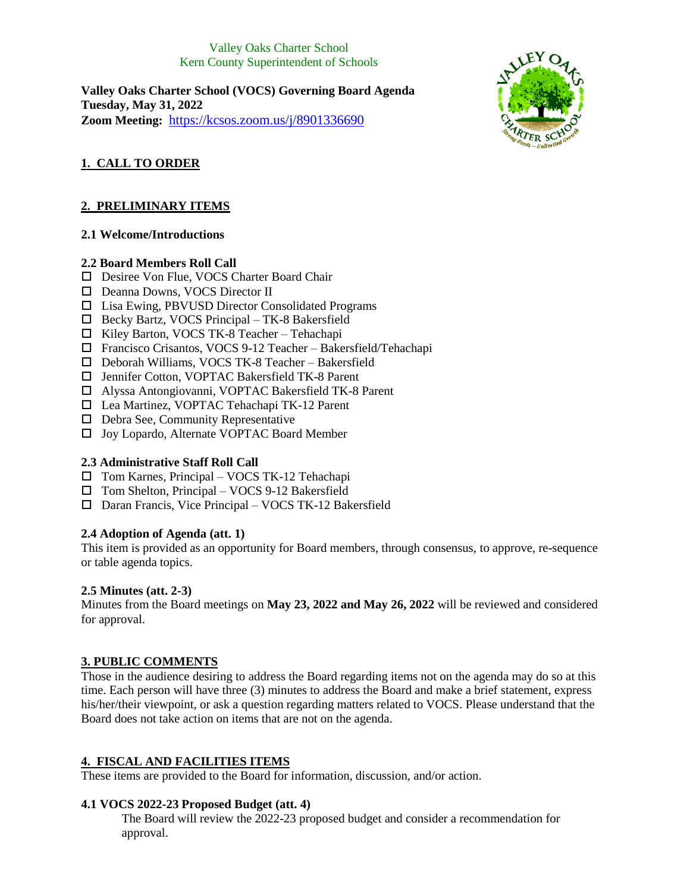Valley Oaks Charter School
Kern County Superintendent of Schools

**Valley Oaks Charter School (VOCS) Governing Board Agenda**
**Tuesday, May 31, 2022**
**Zoom Meeting:** https://kcsos.zoom.us/j/8901336690

## 1. CALL TO ORDER

## 2. PRELIMINARY ITEMS

### 2.1 Welcome/Introductions

### 2.2 Board Members Roll Call

- ☐ Desiree Von Flue, VOCS Charter Board Chair
- ☐ Deanna Downs, VOCS Director II
- ☐ Lisa Ewing, PBVUSD Director Consolidated Programs
- ☐ Becky Bartz, VOCS Principal – TK-8 Bakersfield
- ☐ Kiley Barton, VOCS TK-8 Teacher – Tehachapi
- ☐ Francisco Crisantos, VOCS 9-12 Teacher – Bakersfield/Tehachapi
- ☐ Deborah Williams, VOCS TK-8 Teacher – Bakersfield
- ☐ Jennifer Cotton, VOPTAC Bakersfield TK-8 Parent
- ☐ Alyssa Antongiovanni, VOPTAC Bakersfield TK-8 Parent
- ☐ Lea Martinez, VOPTAC Tehachapi TK-12 Parent
- ☐ Debra See, Community Representative
- ☐ Joy Lopardo, Alternate VOPTAC Board Member

### 2.3 Administrative Staff Roll Call

- ☐ Tom Karnes, Principal – VOCS TK-12 Tehachapi
- ☐ Tom Shelton, Principal – VOCS 9-12 Bakersfield
- ☐ Daran Francis, Vice Principal – VOCS TK-12 Bakersfield

### 2.4 Adoption of Agenda (att. 1)

This item is provided as an opportunity for Board members, through consensus, to approve, re-sequence or table agenda topics.

### 2.5 Minutes (att. 2-3)

Minutes from the Board meetings on **May 23, 2022 and May 26, 2022** will be reviewed and considered for approval.

## 3. PUBLIC COMMENTS

Those in the audience desiring to address the Board regarding items not on the agenda may do so at this time. Each person will have three (3) minutes to address the Board and make a brief statement, express his/her/their viewpoint, or ask a question regarding matters related to VOCS. Please understand that the Board does not take action on items that are not on the agenda.

## 4. FISCAL AND FACILITIES ITEMS

These items are provided to the Board for information, discussion, and/or action.

### 4.1 VOCS 2022-23 Proposed Budget (att. 4)

The Board will review the 2022-23 proposed budget and consider a recommendation for approval.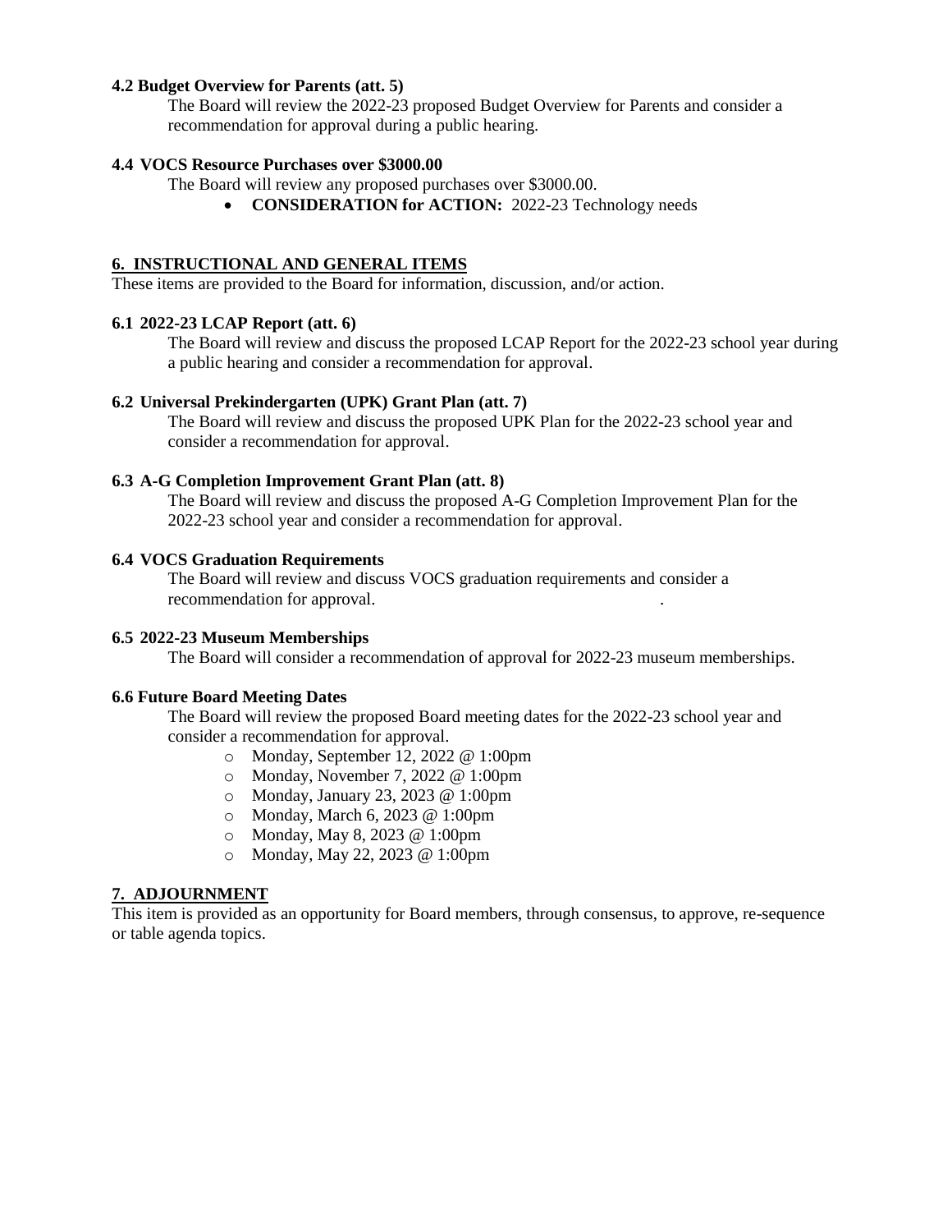**4.2 Budget Overview for Parents (att. 5)**

The Board will review the 2022-23 proposed Budget Overview for Parents and consider a recommendation for approval during a public hearing.

**4.4 VOCS Resource Purchases over $3000.00**

The Board will review any proposed purchases over $3000.00.

- **CONSIDERATION for ACTION:** 2022-23 Technology needs

## 6. INSTRUCTIONAL AND GENERAL ITEMS

These items are provided to the Board for information, discussion, and/or action.

**6.1 2022-23 LCAP Report (att. 6)**

The Board will review and discuss the proposed LCAP Report for the 2022-23 school year during a public hearing and consider a recommendation for approval.

**6.2 Universal Prekindergarten (UPK) Grant Plan (att. 7)**

The Board will review and discuss the proposed UPK Plan for the 2022-23 school year and consider a recommendation for approval.

**6.3 A-G Completion Improvement Grant Plan (att. 8)**

The Board will review and discuss the proposed A-G Completion Improvement Plan for the 2022-23 school year and consider a recommendation for approval.

**6.4 VOCS Graduation Requirements**

The Board will review and discuss VOCS graduation requirements and consider a recommendation for approval.

**6.5 2022-23 Museum Memberships**

The Board will consider a recommendation of approval for 2022-23 museum memberships.

**6.6 Future Board Meeting Dates**

The Board will review the proposed Board meeting dates for the 2022-23 school year and consider a recommendation for approval.

- Monday, September 12, 2022 @ 1:00pm
- Monday, November 7, 2022 @ 1:00pm
- Monday, January 23, 2023 @ 1:00pm
- Monday, March 6, 2023 @ 1:00pm
- Monday, May 8, 2023 @ 1:00pm
- Monday, May 22, 2023 @ 1:00pm

## 7. ADJOURNMENT

This item is provided as an opportunity for Board members, through consensus, to approve, re-sequence or table agenda topics.